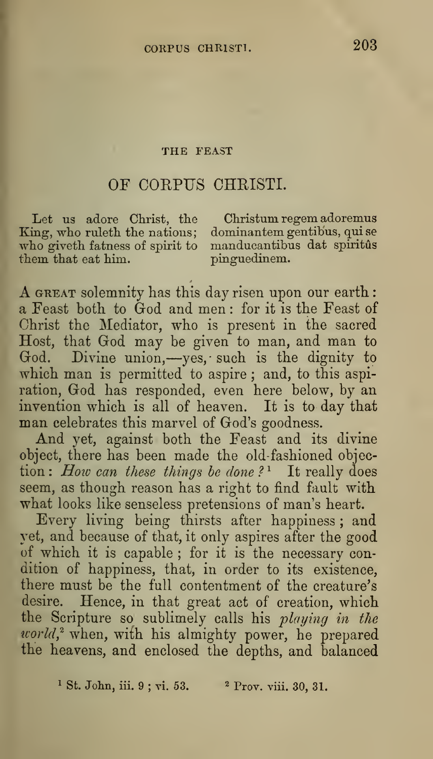# THE FEAST

## OF CORPUS CHRISTI.

| | |
|---|---|
| Let us adore Christ, the King, who ruleth the nations; who giveth fatness of spirit to them that eat him. | Christum regem adoremus dominantem gentibus, qui se manducantibus dat spiritûs pinguedinem. |

A GREAT solemnity has this day risen upon our earth: a Feast both to God and men: for it is the Feast of Christ the Mediator, who is present in the sacred Host, that God may be given to man, and man to God. Divine union,—yes, such is the dignity to which man is permitted to aspire; and, to this aspiration, God has responded, even here below, by an invention which is all of heaven. It is to day that man celebrates this marvel of God's goodness.

And yet, against both the Feast and its divine object, there has been made the old-fashioned objection: *How can these things be done?*[1] It really does seem, as though reason has a right to find fault with what looks like senseless pretensions of man's heart.

Every living being thirsts after happiness; and yet, and because of that, it only aspires after the good of which it is capable; for it is the necessary condition of happiness, that, in order to its existence, there must be the full contentment of the creature's desire. Hence, in that great act of creation, which the Scripture so sublimely calls his *playing in the world*,[2] when, with his almighty power, he prepared the heavens, and enclosed the depths, and balanced

[1] St. John, iii. 9; vi. 53. [2] Prov. viii. 30, 31.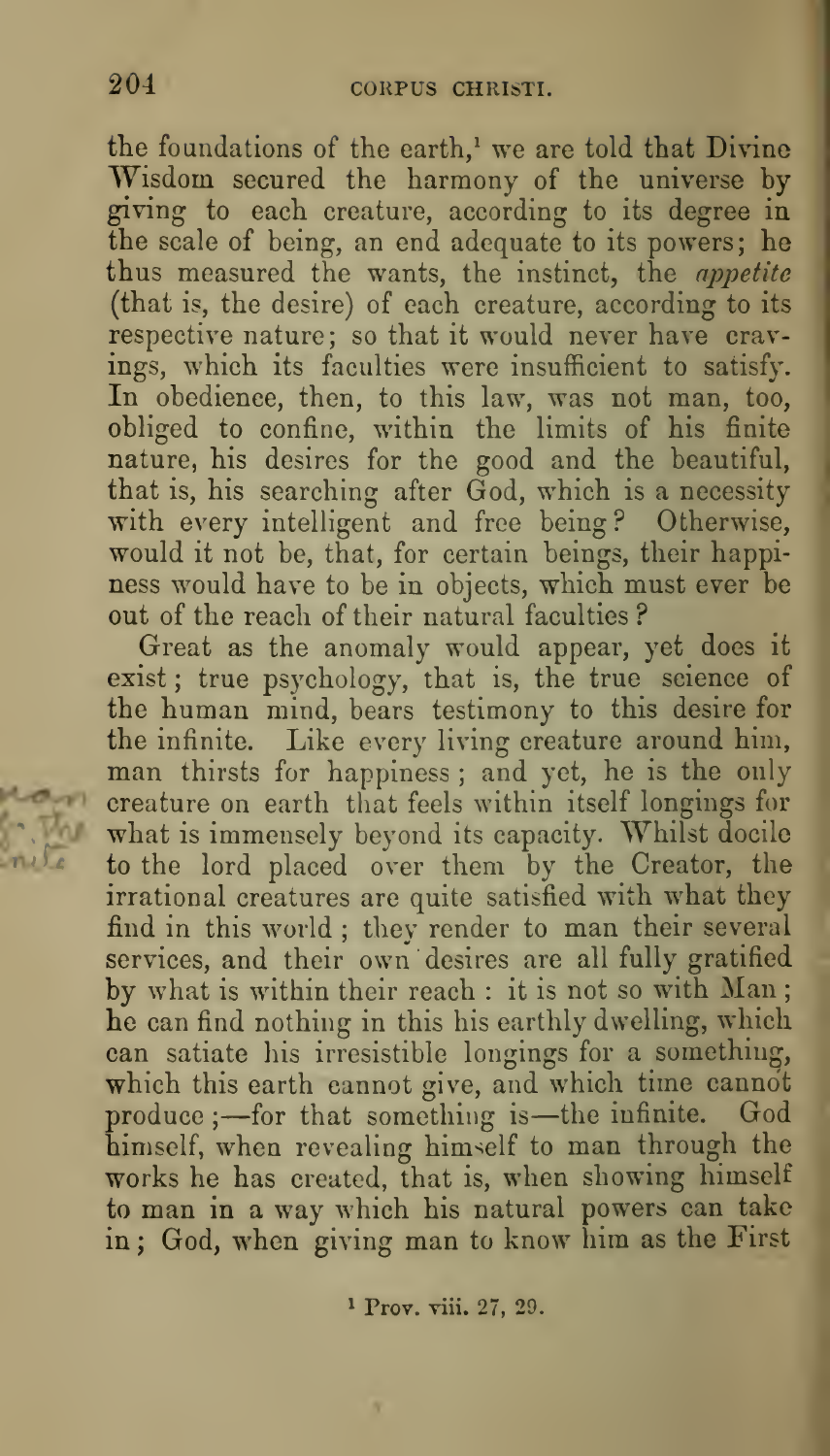the foundations of the earth,[1] we are told that Divine Wisdom secured the harmony of the universe by giving to each creature, according to its degree in the scale of being, an end adequate to its powers; he thus measured the wants, the instinct, the *appetite* (that is, the desire) of each creature, according to its respective nature; so that it would never have cravings, which its faculties were insufficient to satisfy. In obedience, then, to this law, was not man, too, obliged to confine, within the limits of his finite nature, his desires for the good and the beautiful, that is, his searching after God, which is a necessity with every intelligent and free being? Otherwise, would it not be, that, for certain beings, their happiness would have to be in objects, which must ever be out of the reach of their natural faculties?

Great as the anomaly would appear, yet does it exist; true psychology, that is, the true science of the human mind, bears testimony to this desire for the infinite. Like every living creature around him, man thirsts for happiness; and yet, he is the only creature on earth that feels within itself longings for what is immensely beyond its capacity. Whilst docile to the lord placed over them by the Creator, the irrational creatures are quite satisfied with what they find in this world; they render to man their several services, and their own desires are all fully gratified by what is within their reach: it is not so with Man; he can find nothing in this his earthly dwelling, which can satiate his irresistible longings for a something, which this earth cannot give, and which time cannot produce;—for that something is—the infinite. God himself, when revealing himself to man through the works he has created, that is, when showing himself to man in a way which his natural powers can take in; God, when giving man to know him as the First

[1] Prov. viii. 27, 29.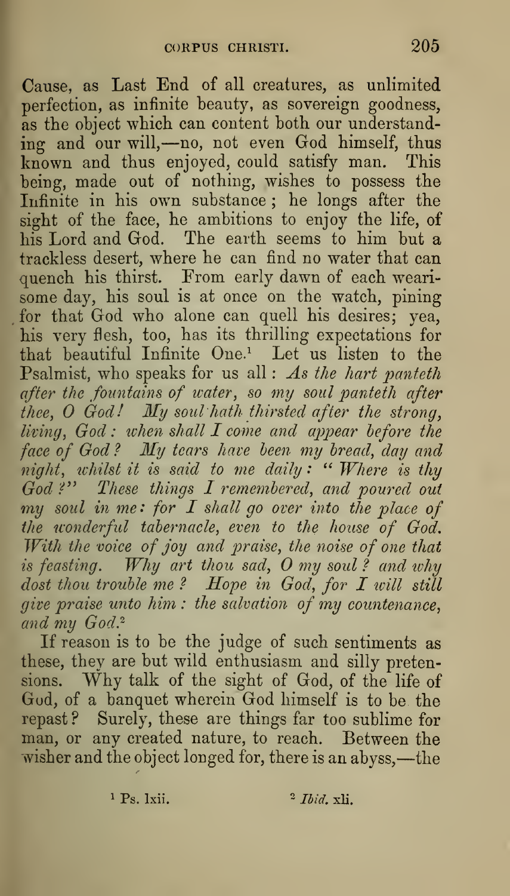Cause, as Last End of all creatures, as unlimited perfection, as infinite beauty, as sovereign goodness, as the object which can content both our understanding and our will,—no, not even God himself, thus known and thus enjoyed, could satisfy man. This being, made out of nothing, wishes to possess the Infinite in his own substance; he longs after the sight of the face, he ambitions to enjoy the life, of his Lord and God. The earth seems to him but a trackless desert, where he can find no water that can quench his thirst. From early dawn of each wearisome day, his soul is at once on the watch, pining for that God who alone can quell his desires; yea, his very flesh, too, has its thrilling expectations for that beautiful Infinite One.[1] Let us listen to the Psalmist, who speaks for us all: *As the hart panteth after the fountains of water, so my soul panteth after thee, O God! My soul hath thirsted after the strong, living, God: when shall I come and appear before the face of God? My tears have been my bread, day and night, whilst it is said to me daily: "Where is thy God?" These things I remembered, and poured out my soul in me: for I shall go over into the place of the wonderful tabernacle, even to the house of God. With the voice of joy and praise, the noise of one that is feasting. Why art thou sad, O my soul? and why dost thou trouble me? Hope in God, for I will still give praise unto him: the salvation of my countenance, and my God.*[2]

If reason is to be the judge of such sentiments as these, they are but wild enthusiasm and silly pretensions. Why talk of the sight of God, of the life of God, of a banquet wherein God himself is to be the repast? Surely, these are things far too sublime for man, or any created nature, to reach. Between the wisher and the object longed for, there is an abyss,—the

[1] Ps. lxii. [2] *Ibid.* xli.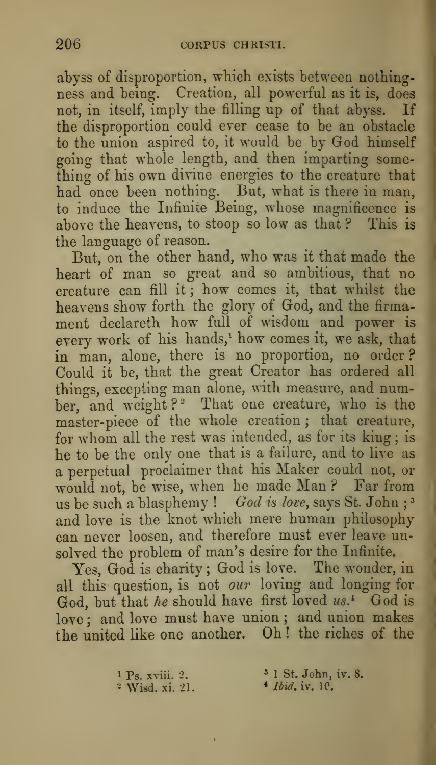abyss of disproportion, which exists between nothingness and being. Creation, all powerful as it is, does not, in itself, imply the filling up of that abyss. If the disproportion could ever cease to be an obstacle to the union aspired to, it would be by God himself going that whole length, and then imparting something of his own divine energies to the creature that had once been nothing. But, what is there in man, to induce the Infinite Being, whose magnificence is above the heavens, to stoop so low as that? This is the language of reason.

But, on the other hand, who was it that made the heart of man so great and so ambitious, that no creature can fill it; how comes it, that whilst the heavens show forth the glory of God, and the firmament declareth how full of wisdom and power is every work of his hands,[1] how comes it, we ask, that in man, alone, there is no proportion, no order? Could it be, that the great Creator has ordered all things, excepting man alone, with measure, and number, and weight?[2] That one creature, who is the master-piece of the whole creation; that creature, for whom all the rest was intended, as for its king; is he to be the only one that is a failure, and to live as a perpetual proclaimer that his Maker could not, or would not, be wise, when he made Man? Far from us be such a blasphemy! *God is love*, says St. John;[3] and love is the knot which mere human philosophy can never loosen, and therefore must ever leave unsolved the problem of man's desire for the Infinite.

Yes, God is charity; God is love. The wonder, in all this question, is not *our* loving and longing for God, but that *he* should have first loved *us*.[4] God is love; and love must have union; and union makes the united like one another. Oh! the riches of the

[1] Ps. xviii. 2.
[2] Wisd. xi. 21.
[3] 1 St. John, iv. 8.
[4] *Ibid.* iv. 10.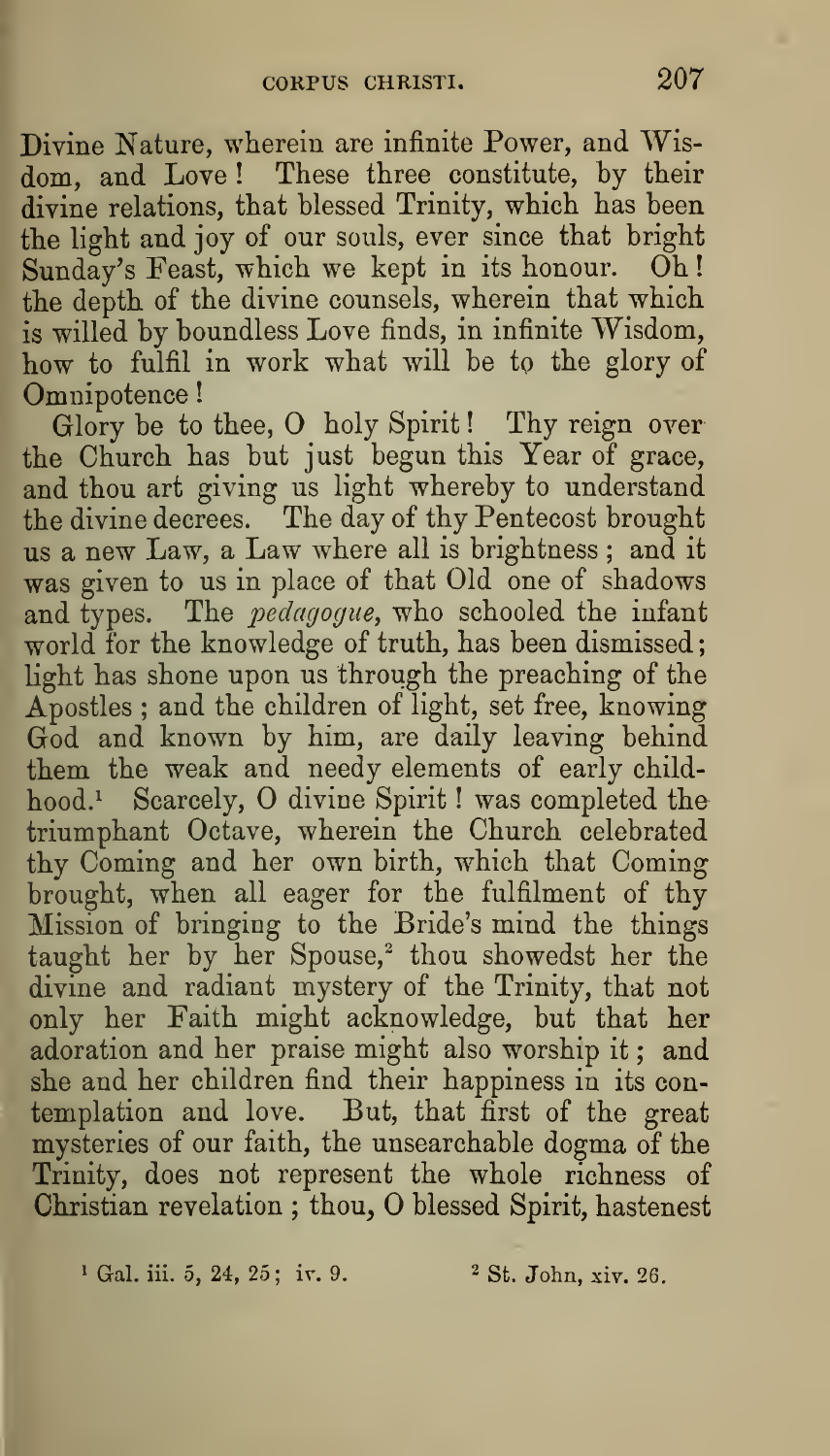Divine Nature, wherein are infinite Power, and Wisdom, and Love! These three constitute, by their divine relations, that blessed Trinity, which has been the light and joy of our souls, ever since that bright Sunday's Feast, which we kept in its honour. Oh! the depth of the divine counsels, wherein that which is willed by boundless Love finds, in infinite Wisdom, how to fulfil in work what will be to the glory of Omnipotence!

Glory be to thee, O holy Spirit! Thy reign over the Church has but just begun this Year of grace, and thou art giving us light whereby to understand the divine decrees. The day of thy Pentecost brought us a new Law, a Law where all is brightness; and it was given to us in place of that Old one of shadows and types. The *pedagogue*, who schooled the infant world for the knowledge of truth, has been dismissed; light has shone upon us through the preaching of the Apostles; and the children of light, set free, knowing God and known by him, are daily leaving behind them the weak and needy elements of early childhood.[1] Scarcely, O divine Spirit! was completed the triumphant Octave, wherein the Church celebrated thy Coming and her own birth, which that Coming brought, when all eager for the fulfilment of thy Mission of bringing to the Bride's mind the things taught her by her Spouse,[2] thou showedst her the divine and radiant mystery of the Trinity, that not only her Faith might acknowledge, but that her adoration and her praise might also worship it; and she and her children find their happiness in its contemplation and love. But, that first of the great mysteries of our faith, the unsearchable dogma of the Trinity, does not represent the whole richness of Christian revelation; thou, O blessed Spirit, hastenest

[1] Gal. iii. 5, 24, 25; iv. 9.

[2] St. John, xiv. 26.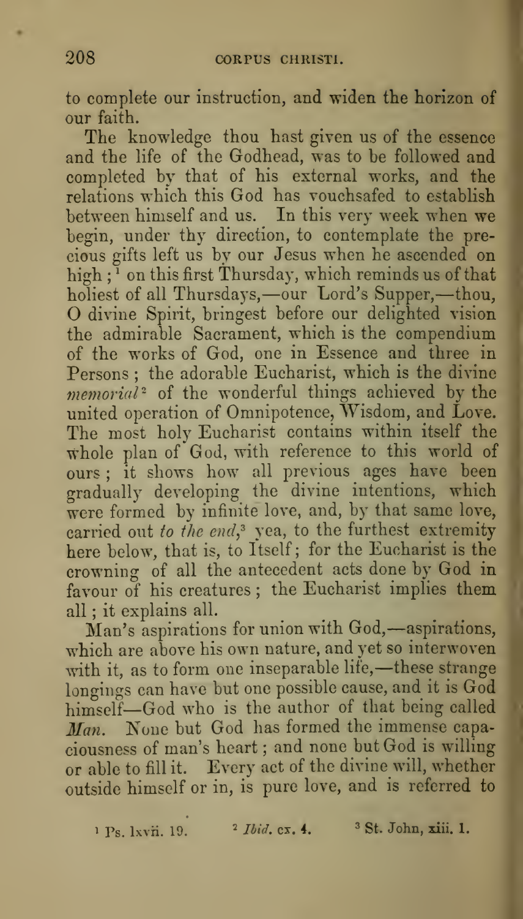to complete our instruction, and widen the horizon of our faith.

The knowledge thou hast given us of the essence and the life of the Godhead, was to be followed and completed by that of his external works, and the relations which this God has vouchsafed to establish between himself and us. In this very week when we begin, under thy direction, to contemplate the precious gifts left us by our Jesus when he ascended on high;[1] on this first Thursday, which reminds us of that holiest of all Thursdays,—our Lord's Supper,—thou, O divine Spirit, bringest before our delighted vision the admirable Sacrament, which is the compendium of the works of God, one in Essence and three in Persons; the adorable Eucharist, which is the divine *memorial*[2] of the wonderful things achieved by the united operation of Omnipotence, Wisdom, and Love. The most holy Eucharist contains within itself the whole plan of God, with reference to this world of ours; it shows how all previous ages have been gradually developing the divine intentions, which were formed by infinite love, and, by that same love, carried out *to the end*,[3] yea, to the furthest extremity here below, that is, to Itself; for the Eucharist is the crowning of all the antecedent acts done by God in favour of his creatures; the Eucharist implies them all; it explains all.

Man's aspirations for union with God,—aspirations, which are above his own nature, and yet so interwoven with it, as to form one inseparable life,—these strange longings can have but one possible cause, and it is God himself—God who is the author of that being called *Man*. None but God has formed the immense capaciousness of man's heart; and none but God is willing or able to fill it. Every act of the divine will, whether outside himself or in, is pure love, and is referred to

[1] Ps. lxvii. 19. [2] *Ibid.* cx. 4. [3] St. John, xiii. 1.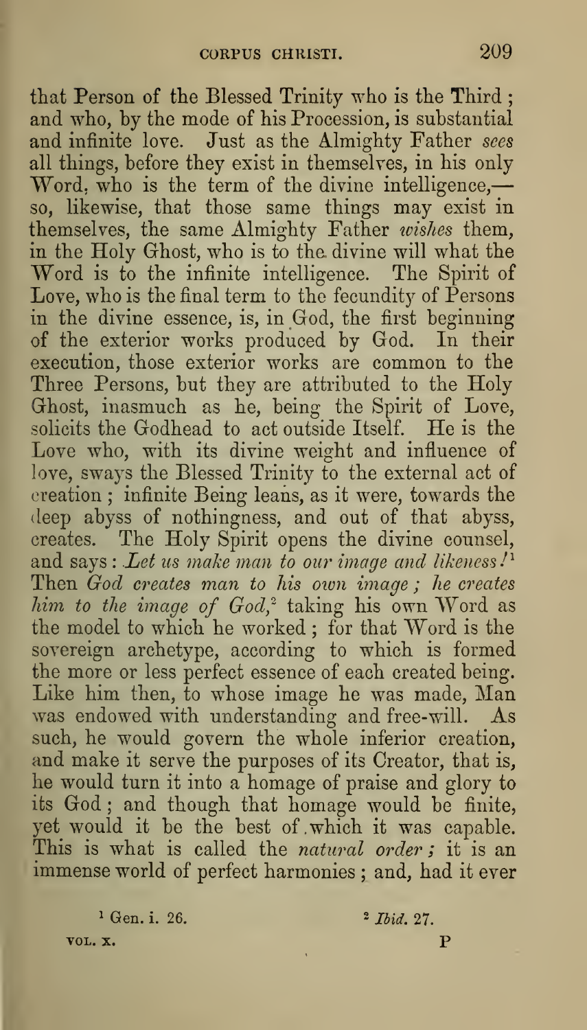that Person of the Blessed Trinity who is the Third; and who, by the mode of his Procession, is substantial and infinite love. Just as the Almighty Father *sees* all things, before they exist in themselves, in his only Word, who is the term of the divine intelligence,—so, likewise, that those same things may exist in themselves, the same Almighty Father *wishes* them, in the Holy Ghost, who is to the divine will what the Word is to the infinite intelligence. The Spirit of Love, who is the final term to the fecundity of Persons in the divine essence, is, in God, the first beginning of the exterior works produced by God. In their execution, those exterior works are common to the Three Persons, but they are attributed to the Holy Ghost, inasmuch as he, being the Spirit of Love, solicits the Godhead to act outside Itself. He is the Love who, with its divine weight and influence of love, sways the Blessed Trinity to the external act of creation; infinite Being leans, as it were, towards the deep abyss of nothingness, and out of that abyss, creates. The Holy Spirit opens the divine counsel, and says: *Let us make man to our image and likeness!*[1] Then *God creates man to his own image; he creates him to the image of God*,[2] taking his own Word as the model to which he worked; for that Word is the sovereign archetype, according to which is formed the more or less perfect essence of each created being. Like him then, to whose image he was made, Man was endowed with understanding and free-will. As such, he would govern the whole inferior creation, and make it serve the purposes of its Creator, that is, he would turn it into a homage of praise and glory to its God; and though that homage would be finite, yet would it be the best of which it was capable. This is what is called the *natural order;* it is an immense world of perfect harmonies; and, had it ever

[1] Gen. i. 26.

[2] *Ibid.* 27.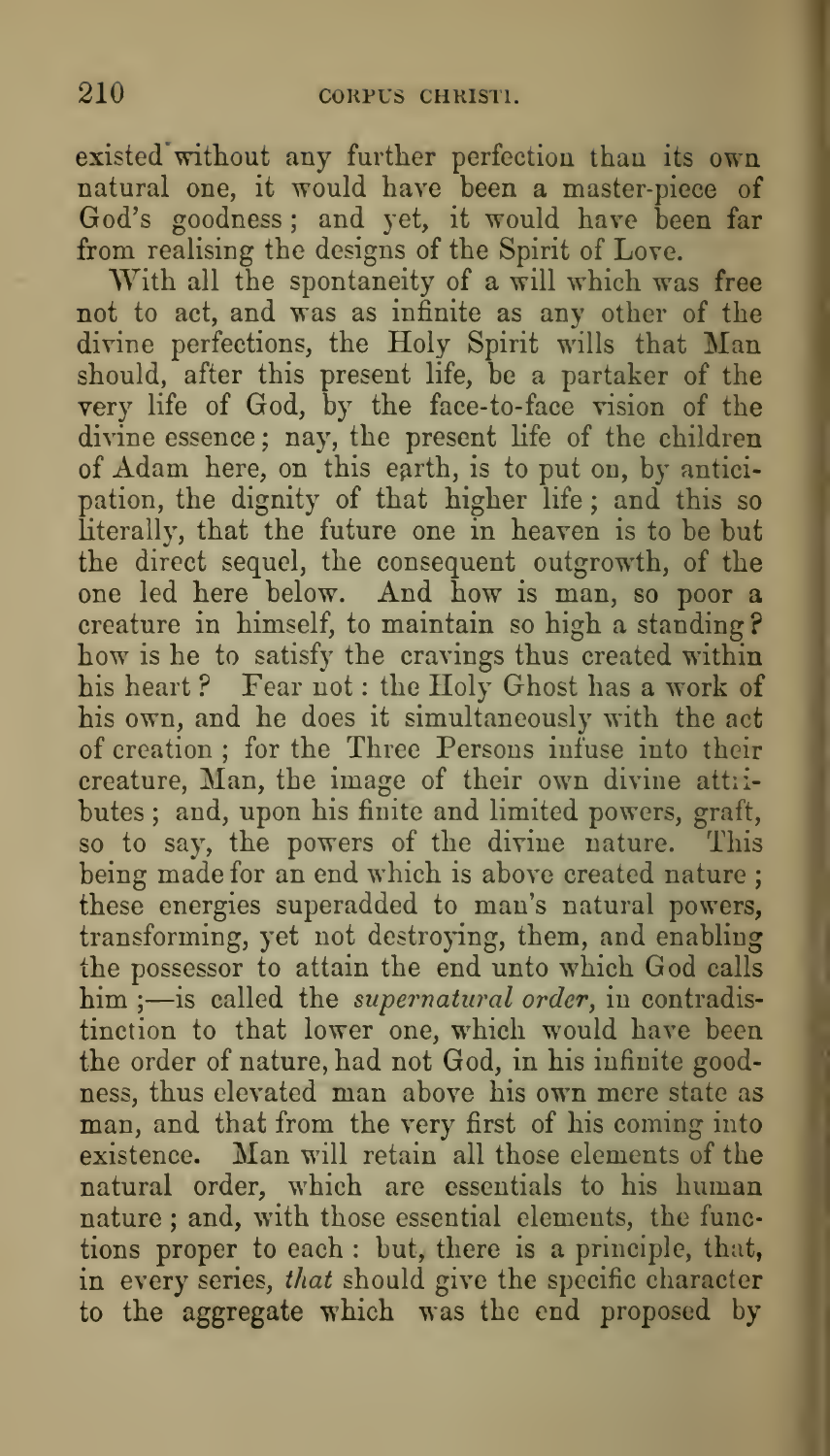existed without any further perfection than its own natural one, it would have been a master-piece of God's goodness; and yet, it would have been far from realising the designs of the Spirit of Love.

With all the spontaneity of a will which was free not to act, and was as infinite as any other of the divine perfections, the Holy Spirit wills that Man should, after this present life, be a partaker of the very life of God, by the face-to-face vision of the divine essence; nay, the present life of the children of Adam here, on this earth, is to put on, by anticipation, the dignity of that higher life; and this so literally, that the future one in heaven is to be but the direct sequel, the consequent outgrowth, of the one led here below. And how is man, so poor a creature in himself, to maintain so high a standing? how is he to satisfy the cravings thus created within his heart? Fear not: the Holy Ghost has a work of his own, and he does it simultaneously with the act of creation; for the Three Persons infuse into their creature, Man, the image of their own divine attributes; and, upon his finite and limited powers, graft, so to say, the powers of the divine nature. This being made for an end which is above created nature; these energies superadded to man's natural powers, transforming, yet not destroying, them, and enabling the possessor to attain the end unto which God calls him;—is called the *supernatural order*, in contradistinction to that lower one, which would have been the order of nature, had not God, in his infinite goodness, thus elevated man above his own mere state as man, and that from the very first of his coming into existence. Man will retain all those elements of the natural order, which are essentials to his human nature; and, with those essential elements, the functions proper to each: but, there is a principle, that, in every series, *that* should give the specific character to the aggregate which was the end proposed by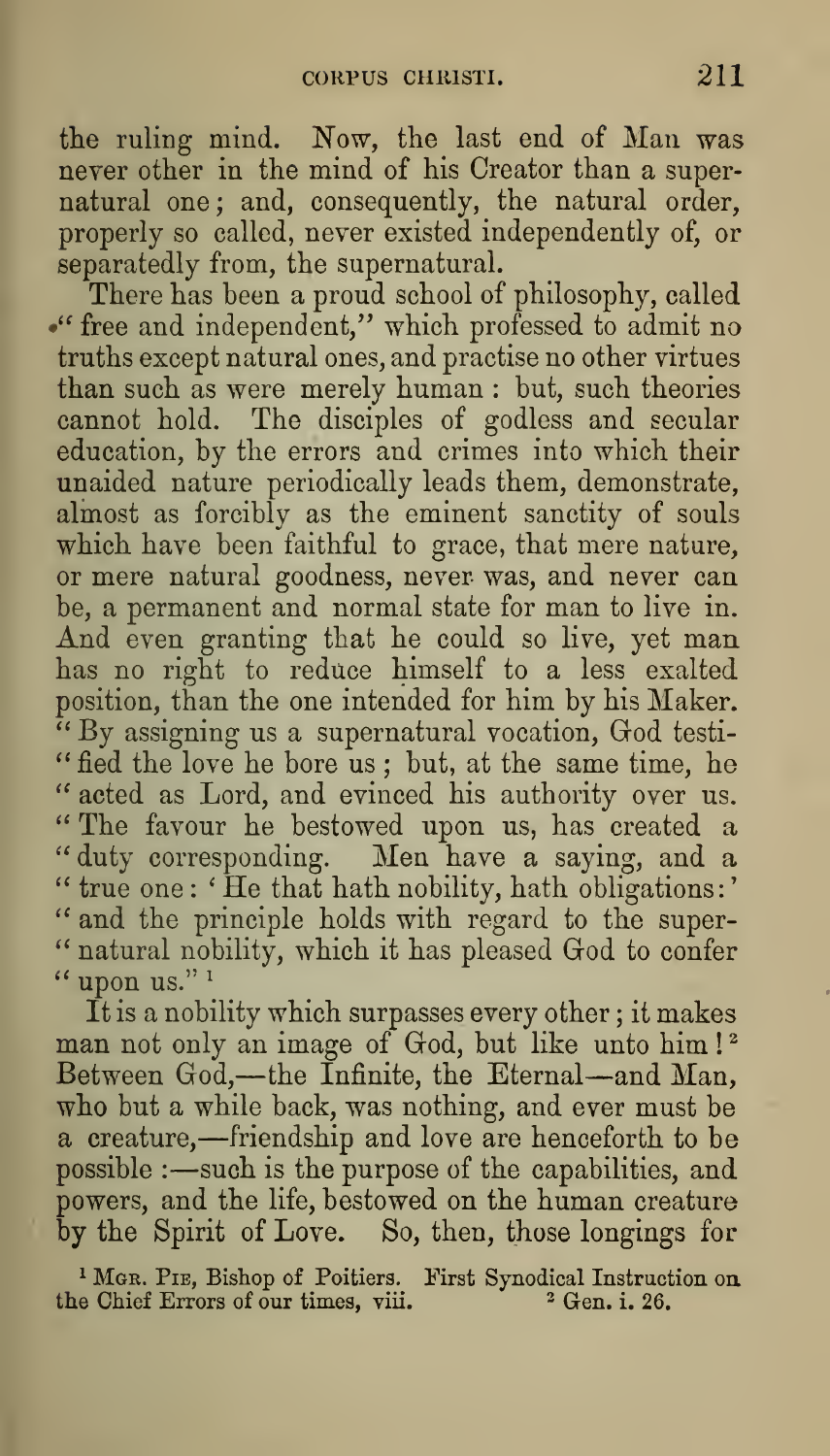the ruling mind. Now, the last end of Man was never other in the mind of his Creator than a supernatural one; and, consequently, the natural order, properly so called, never existed independently of, or separatedly from, the supernatural.

There has been a proud school of philosophy, called "free and independent," which professed to admit no truths except natural ones, and practise no other virtues than such as were merely human: but, such theories cannot hold. The disciples of godless and secular education, by the errors and crimes into which their unaided nature periodically leads them, demonstrate, almost as forcibly as the eminent sanctity of souls which have been faithful to grace, that mere nature, or mere natural goodness, never was, and never can be, a permanent and normal state for man to live in. And even granting that he could so live, yet man has no right to reduce himself to a less exalted position, than the one intended for him by his Maker. "By assigning us a supernatural vocation, God testified the love he bore us; but, at the same time, he acted as Lord, and evinced his authority over us. The favour he bestowed upon us, has created a duty corresponding. Men have a saying, and a true one: 'He that hath nobility, hath obligations:' and the principle holds with regard to the supernatural nobility, which it has pleased God to confer upon us."[1]

It is a nobility which surpasses every other; it makes man not only an image of God, but like unto him![2] Between God,—the Infinite, the Eternal—and Man, who but a while back, was nothing, and ever must be a creature,—friendship and love are henceforth to be possible:—such is the purpose of the capabilities, and powers, and the life, bestowed on the human creature by the Spirit of Love. So, then, those longings for

[1] Mgr. Pie, Bishop of Poitiers. First Synodical Instruction on the Chief Errors of our times, viii.

[2] Gen. i. 26.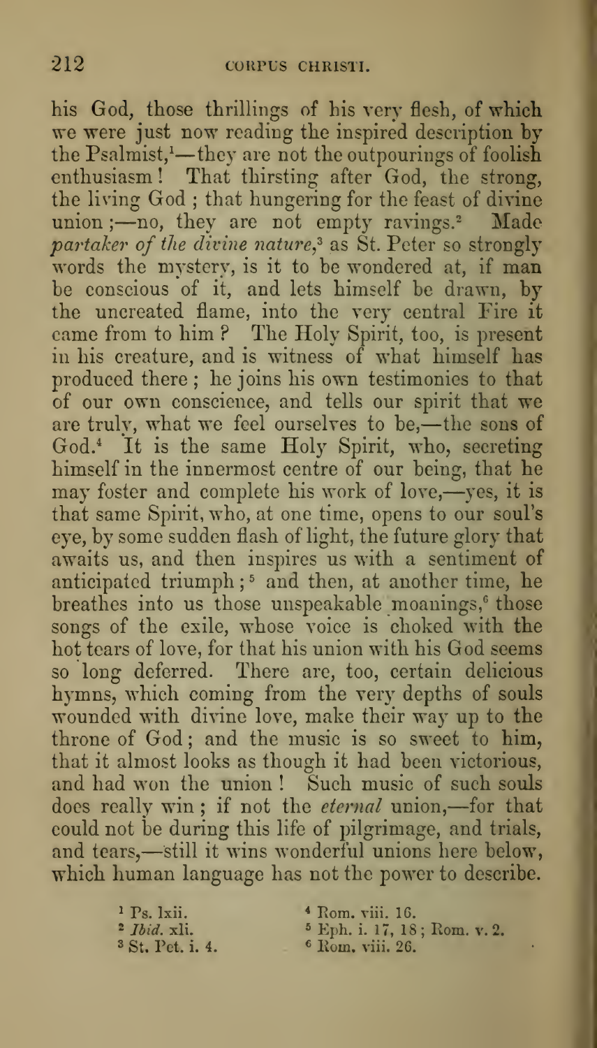his God, those thrillings of his very flesh, of which we were just now reading the inspired description by the Psalmist,[1]—they are not the outpourings of foolish enthusiasm! That thirsting after God, the strong, the living God; that hungering for the feast of divine union;—no, they are not empty ravings.[2] Made *partaker of the divine nature*,[3] as St. Peter so strongly words the mystery, is it to be wondered at, if man be conscious of it, and lets himself be drawn, by the uncreated flame, into the very central Fire it came from to him? The Holy Spirit, too, is present in his creature, and is witness of what himself has produced there; he joins his own testimonies to that of our own conscience, and tells our spirit that we are truly, what we feel ourselves to be,—the sons of God.[4] It is the same Holy Spirit, who, secreting himself in the innermost centre of our being, that he may foster and complete his work of love,—yes, it is that same Spirit, who, at one time, opens to our soul's eye, by some sudden flash of light, the future glory that awaits us, and then inspires us with a sentiment of anticipated triumph;[5] and then, at another time, he breathes into us those unspeakable moanings,[6] those songs of the exile, whose voice is choked with the hot tears of love, for that his union with his God seems so long deferred. There are, too, certain delicious hymns, which coming from the very depths of souls wounded with divine love, make their way up to the throne of God; and the music is so sweet to him, that it almost looks as though it had been victorious, and had won the union! Such music of such souls does really win; if not the *eternal* union,—for that could not be during this life of pilgrimage, and trials, and tears,—still it wins wonderful unions here below, which human language has not the power to describe.

[1] Ps. lxii.
[2] *Ibid.* xli.
[3] St. Pet. i. 4.
[4] Rom. viii. 16.
[5] Eph. i. 17, 18; Rom. v. 2.
[6] Rom. viii. 26.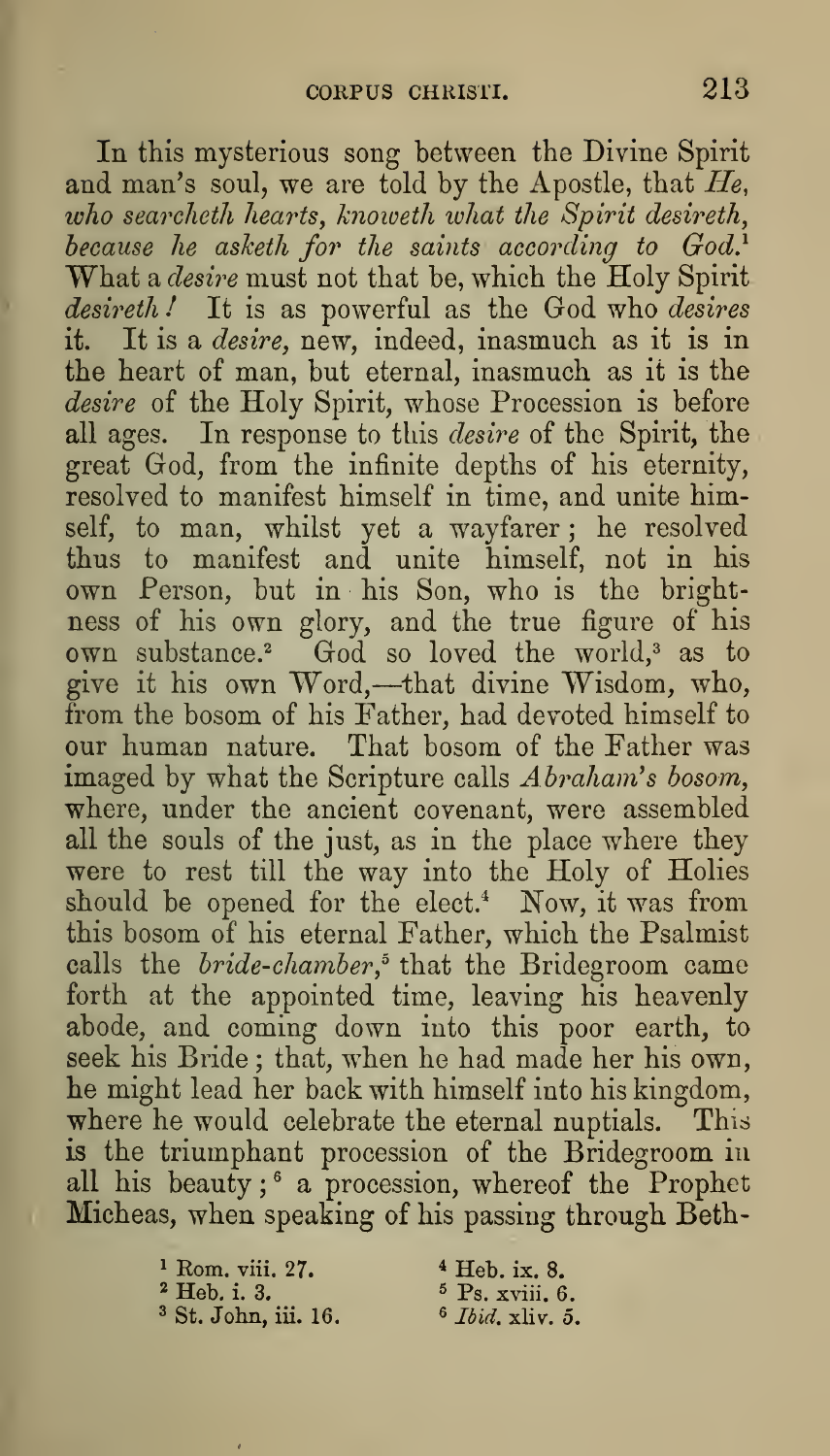In this mysterious song between the Divine Spirit and man's soul, we are told by the Apostle, that *He, who searcheth hearts, knoweth what the Spirit desireth, because he asketh for the saints according to God.*[1] What a *desire* must not that be, which the Holy Spirit *desireth!* It is as powerful as the God who *desires* it. It is a *desire,* new, indeed, inasmuch as it is in the heart of man, but eternal, inasmuch as it is the *desire* of the Holy Spirit, whose Procession is before all ages. In response to this *desire* of the Spirit, the great God, from the infinite depths of his eternity, resolved to manifest himself in time, and unite himself, to man, whilst yet a wayfarer; he resolved thus to manifest and unite himself, not in his own Person, but in his Son, who is the brightness of his own glory, and the true figure of his own substance.[2] God so loved the world,[3] as to give it his own Word,—that divine Wisdom, who, from the bosom of his Father, had devoted himself to our human nature. That bosom of the Father was imaged by what the Scripture calls *Abraham's bosom,* where, under the ancient covenant, were assembled all the souls of the just, as in the place where they were to rest till the way into the Holy of Holies should be opened for the elect.[4] Now, it was from this bosom of his eternal Father, which the Psalmist calls the *bride-chamber,*[5] that the Bridegroom came forth at the appointed time, leaving his heavenly abode, and coming down into this poor earth, to seek his Bride; that, when he had made her his own, he might lead her back with himself into his kingdom, where he would celebrate the eternal nuptials. This is the triumphant procession of the Bridegroom in all his beauty;[6] a procession, whereof the Prophet Micheas, when speaking of his passing through Beth-

[1] Rom. viii. 27.
[2] Heb. i. 3.
[3] St. John, iii. 16.
[4] Heb. ix. 8.
[5] Ps. xviii. 6.
[6] *Ibid.* xliv. 5.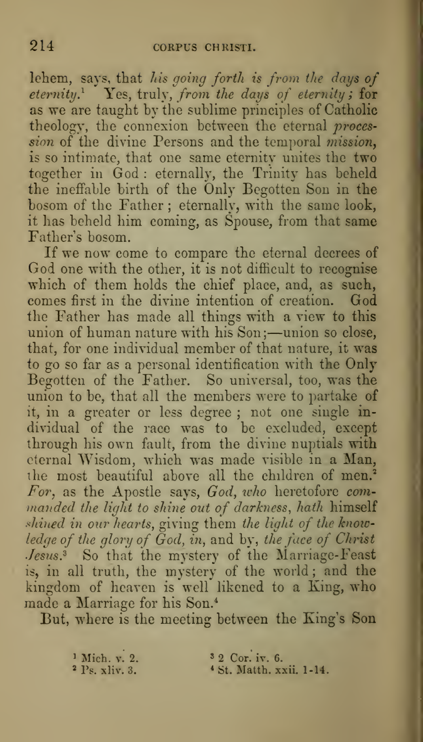lehem, says, that *his going forth is from the days of eternity*.[1] Yes, truly, *from the days of eternity;* for as we are taught by the sublime principles of Catholic theology, the connexion between the eternal *procession* of the divine Persons and the temporal *mission*, is so intimate, that one same eternity unites the two together in God: eternally, the Trinity has beheld the ineffable birth of the Only Begotten Son in the bosom of the Father; eternally, with the same look, it has beheld him coming, as Spouse, from that same Father's bosom.

If we now come to compare the eternal decrees of God one with the other, it is not difficult to recognise which of them holds the chief place, and, as such, comes first in the divine intention of creation. God the Father has made all things with a view to this union of human nature with his Son;—union so close, that, for one individual member of that nature, it was to go so far as a personal identification with the Only Begotten of the Father. So universal, too, was the union to be, that all the members were to partake of it, in a greater or less degree; not one single individual of the race was to be excluded, except through his own fault, from the divine nuptials with eternal Wisdom, which was made visible in a Man, the most beautiful above all the children of men.[2] *For*, as the Apostle says, *God, who* heretofore *commanded the light to shine out of darkness, hath* himself *shined in our hearts*, giving them *the light of the knowledge of the glory of God, in*, and by, *the face of Christ Jesus*.[3] So that the mystery of the Marriage-Feast is, in all truth, the mystery of the world; and the kingdom of heaven is well likened to a King, who made a Marriage for his Son.[4]

But, where is the meeting between the King's Son

[1] Mich. v. 2.
[2] Ps. xliv. 3.
[3] 2 Cor. iv. 6.
[4] St. Matth. xxii. 1-14.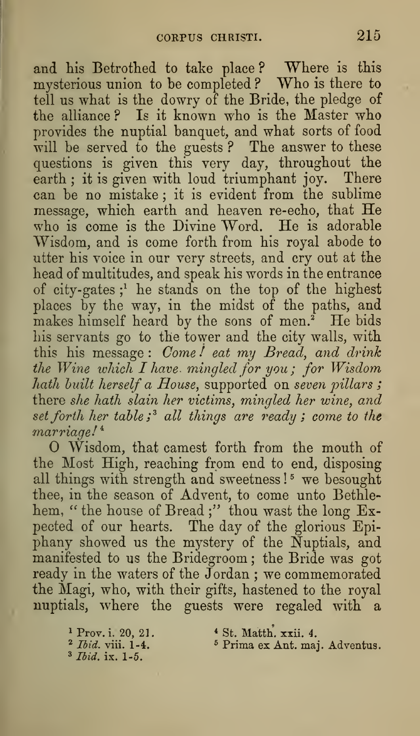and his Betrothed to take place? Where is this mysterious union to be completed? Who is there to tell us what is the dowry of the Bride, the pledge of the alliance? Is it known who is the Master who provides the nuptial banquet, and what sorts of food will be served to the guests? The answer to these questions is given this very day, throughout the earth; it is given with loud triumphant joy. There can be no mistake; it is evident from the sublime message, which earth and heaven re-echo, that He who is come is the Divine Word. He is adorable Wisdom, and is come forth from his royal abode to utter his voice in our very streets, and cry out at the head of multitudes, and speak his words in the entrance of city-gates;[1] he stands on the top of the highest places by the way, in the midst of the paths, and makes himself heard by the sons of men.[2] He bids his servants go to the tower and the city walls, with this his message: *Come! eat my Bread, and drink the Wine which I have mingled for you; for Wisdom hath built herself a House*, supported on *seven pillars;* there *she hath slain her victims, mingled her wine, and set forth her table;*[3] *all things are ready; come to the marriage!*[4]

O Wisdom, that camest forth from the mouth of the Most High, reaching from end to end, disposing all things with strength and sweetness![5] we besought thee, in the season of Advent, to come unto Bethlehem, "the house of Bread;" thou wast the long Expected of our hearts. The day of the glorious Epiphany showed us the mystery of the Nuptials, and manifested to us the Bridegroom; the Bride was got ready in the waters of the Jordan; we commemorated the Magi, who, with their gifts, hastened to the royal nuptials, where the guests were regaled with a

[1] Prov. i. 20, 21.
[2] *Ibid.* viii. 1-4.
[3] *Ibid.* ix. 1-5.
[4] St. Matth. xxii. 4.
[5] Prima ex Ant. maj. Adventus.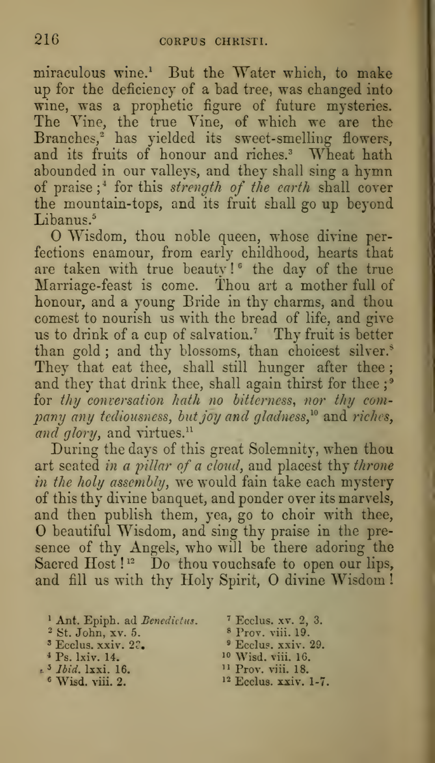miraculous wine.[1] But the Water which, to make up for the deficiency of a bad tree, was changed into wine, was a prophetic figure of future mysteries. The Vine, the true Vine, of which we are the Branches,[2] has yielded its sweet-smelling flowers, and its fruits of honour and riches.[3] Wheat hath abounded in our valleys, and they shall sing a hymn of praise;[4] for this *strength of the earth* shall cover the mountain-tops, and its fruit shall go up beyond Libanus.[5]

O Wisdom, thou noble queen, whose divine perfections enamour, from early childhood, hearts that are taken with true beauty![6] the day of the true Marriage-feast is come. Thou art a mother full of honour, and a young Bride in thy charms, and thou comest to nourish us with the bread of life, and give us to drink of a cup of salvation.[7] Thy fruit is better than gold; and thy blossoms, than choicest silver.[8] They that eat thee, shall still hunger after thee; and they that drink thee, shall again thirst for thee;[9] for *thy conversation hath no bitterness, nor thy company any tediousness, but joy and gladness,*[10] and *riches, and glory,* and virtues.[11]

During the days of this great Solemnity, when thou art seated *in a pillar of a cloud,* and placest thy *throne in the holy assembly,* we would fain take each mystery of this thy divine banquet, and ponder over its marvels, and then publish them, yea, go to choir with thee, O beautiful Wisdom, and sing thy praise in the presence of thy Angels, who will be there adoring the Sacred Host![12] Do thou vouchsafe to open our lips, and fill us with thy Holy Spirit, O divine Wisdom!

[1] Ant. Epiph. ad *Benedictus.*
[2] St. John, xv. 5.
[3] Ecclus. xxiv. 23.
[4] Ps. lxiv. 14.
[5] *Ibid.* lxxi. 16.
[6] Wisd. viii. 2.
[7] Ecclus. xv. 2, 3.
[8] Prov. viii. 19.
[9] Ecclus. xxiv. 29.
[10] Wisd. viii. 16.
[11] Prov. viii. 18.
[12] Ecclus. xxiv. 1-7.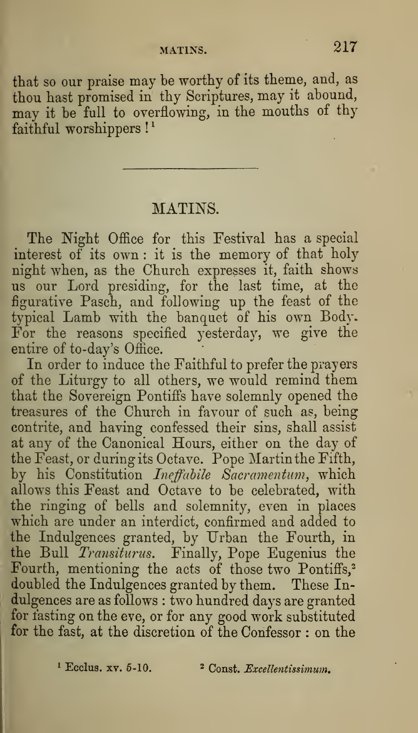that so our praise may be worthy of its theme, and, as thou hast promised in thy Scriptures, may it abound, may it be full to overflowing, in the mouths of thy faithful worshippers![1]

---

## MATINS.

The Night Office for this Festival has a special interest of its own: it is the memory of that holy night when, as the Church expresses it, faith shows us our Lord presiding, for the last time, at the figurative Pasch, and following up the feast of the typical Lamb with the banquet of his own Body. For the reasons specified yesterday, we give the entire of to-day's Office.

In order to induce the Faithful to prefer the prayers of the Liturgy to all others, we would remind them that the Sovereign Pontiffs have solemnly opened the treasures of the Church in favour of such as, being contrite, and having confessed their sins, shall assist at any of the Canonical Hours, either on the day of the Feast, or during its Octave. Pope Martin the Fifth, by his Constitution *Ineffabile Sacramentum*, which allows this Feast and Octave to be celebrated, with the ringing of bells and solemnity, even in places which are under an interdict, confirmed and added to the Indulgences granted, by Urban the Fourth, in the Bull *Transiturus*. Finally, Pope Eugenius the Fourth, mentioning the acts of those two Pontiffs,[2] doubled the Indulgences granted by them. These Indulgences are as follows: two hundred days are granted for fasting on the eve, or for any good work substituted for the fast, at the discretion of the Confessor: on the

[1] Ecclus. xv. 5-10.
[2] Const. *Excellentissimum*.